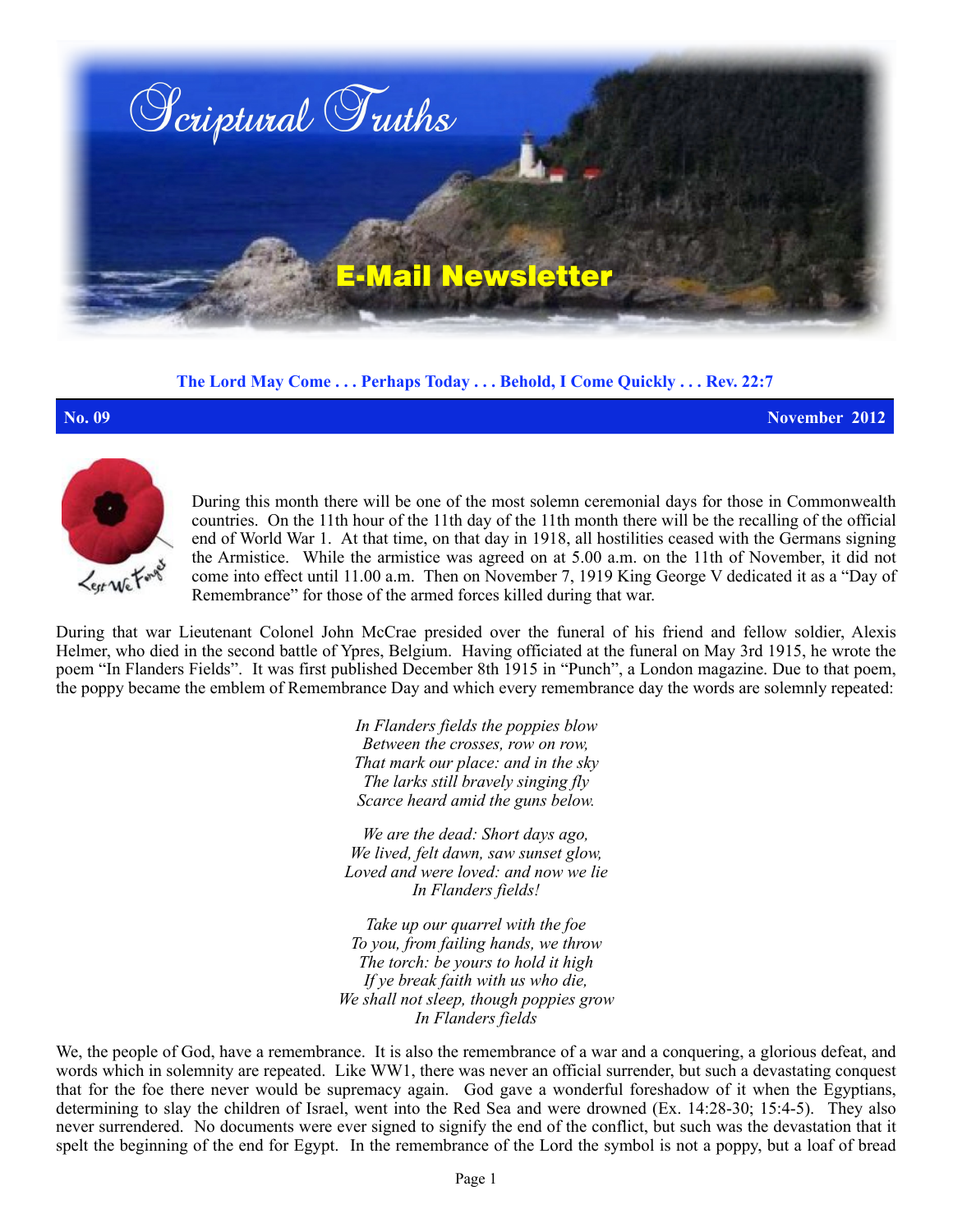# Scriptural Truths

## E-Mail Newsletter

**The Lord May Come . . . Perhaps Today . . . Behold, I Come Quickly . . . Rev. 22:7**

**No. 09** **November 2012**

During this month there will be one of the most solemn ceremonial days for those in Commonwealth countries. On the 11th hour of the 11th day of the 11th month there will be the recalling of the official end of World War 1. At that time, on that day in 1918, all hostilities ceased with the Germans signing the Armistice. While the armistice was agreed on at 5.00 a.m. on the 11th of November, it did not come into effect until 11.00 a.m. Then on November 7, 1919 King George V dedicated it as a "Day of Remembrance" for those of the armed forces killed during that war.

During that war Lieutenant Colonel John McCrae presided over the funeral of his friend and fellow soldier, Alexis Helmer, who died in the second battle of Ypres, Belgium. Having officiated at the funeral on May 3rd 1915, he wrote the poem "In Flanders Fields". It was first published December 8th 1915 in "Punch", a London magazine. Due to that poem, the poppy became the emblem of Remembrance Day and which every remembrance day the words are solemnly repeated:

*In Flanders fields the poppies blow*
*Between the crosses, row on row,*
*That mark our place: and in the sky*
*The larks still bravely singing fly*
*Scarce heard amid the guns below.*

*We are the dead: Short days ago,*
*We lived, felt dawn, saw sunset glow,*
*Loved and were loved: and now we lie*
*In Flanders fields!*

*Take up our quarrel with the foe*
*To you, from failing hands, we throw*
*The torch: be yours to hold it high*
*If ye break faith with us who die,*
*We shall not sleep, though poppies grow*
*In Flanders fields*

We, the people of God, have a remembrance. It is also the remembrance of a war and a conquering, a glorious defeat, and words which in solemnity are repeated. Like WW1, there was never an official surrender, but such a devastating conquest that for the foe there never would be supremacy again. God gave a wonderful foreshadow of it when the Egyptians, determining to slay the children of Israel, went into the Red Sea and were drowned (Ex. 14:28-30; 15:4-5). They also never surrendered. No documents were ever signed to signify the end of the conflict, but such was the devastation that it spelt the beginning of the end for Egypt. In the remembrance of the Lord the symbol is not a poppy, but a loaf of bread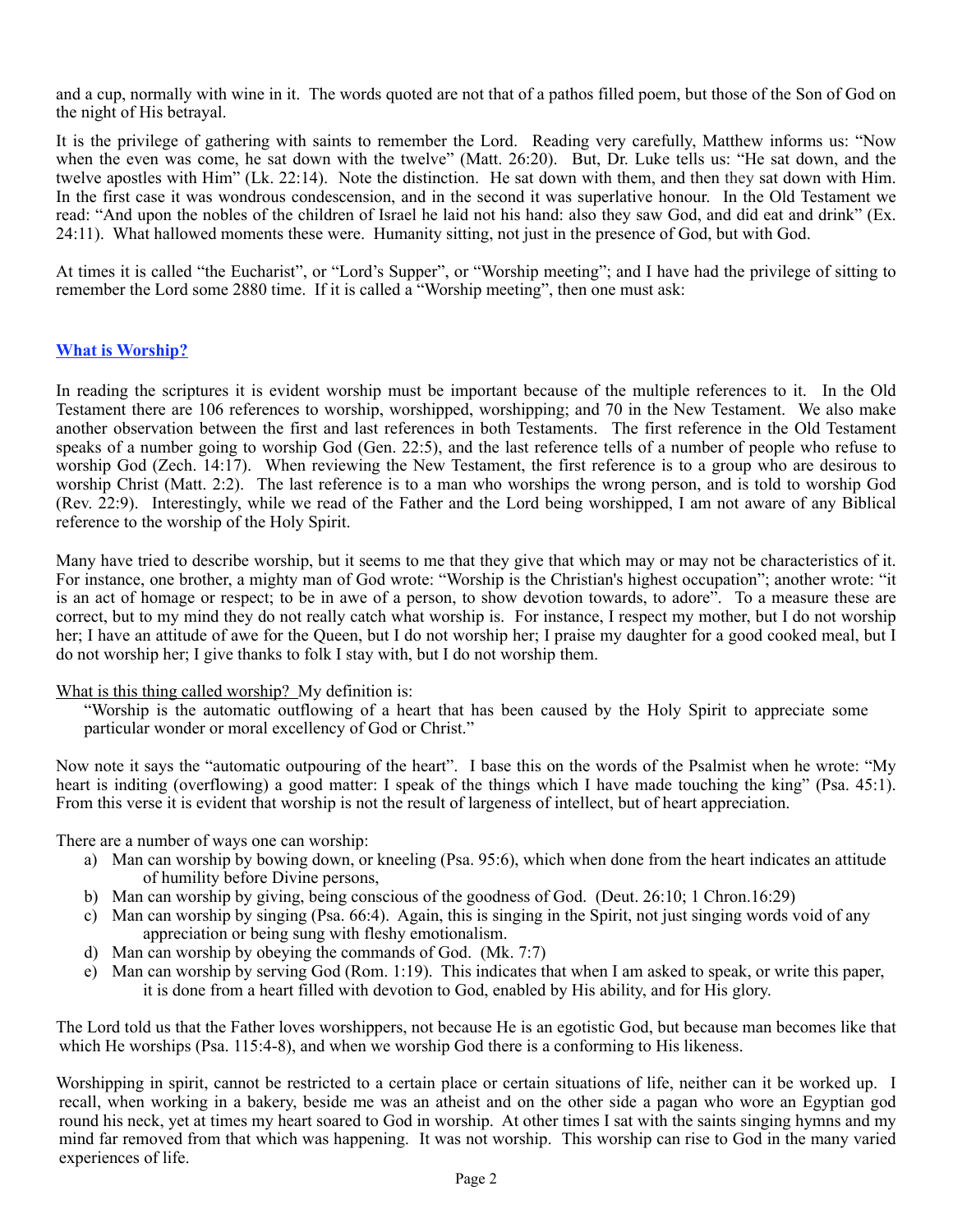and a cup, normally with wine in it. The words quoted are not that of a pathos filled poem, but those of the Son of God on the night of His betrayal.

It is the privilege of gathering with saints to remember the Lord. Reading very carefully, Matthew informs us: "Now when the even was come, he sat down with the twelve" (Matt. 26:20). But, Dr. Luke tells us: "He sat down, and the twelve apostles with Him" (Lk. 22:14). Note the distinction. He sat down with them, and then they sat down with Him. In the first case it was wondrous condescension, and in the second it was superlative honour. In the Old Testament we read: "And upon the nobles of the children of Israel he laid not his hand: also they saw God, and did eat and drink" (Ex. 24:11). What hallowed moments these were. Humanity sitting, not just in the presence of God, but with God.

At times it is called "the Eucharist", or "Lord's Supper", or "Worship meeting"; and I have had the privilege of sitting to remember the Lord some 2880 time. If it is called a "Worship meeting", then one must ask:

## What is Worship?

In reading the scriptures it is evident worship must be important because of the multiple references to it. In the Old Testament there are 106 references to worship, worshipped, worshipping; and 70 in the New Testament. We also make another observation between the first and last references in both Testaments. The first reference in the Old Testament speaks of a number going to worship God (Gen. 22:5), and the last reference tells of a number of people who refuse to worship God (Zech. 14:17). When reviewing the New Testament, the first reference is to a group who are desirous to worship Christ (Matt. 2:2). The last reference is to a man who worships the wrong person, and is told to worship God (Rev. 22:9). Interestingly, while we read of the Father and the Lord being worshipped, I am not aware of any Biblical reference to the worship of the Holy Spirit.

Many have tried to describe worship, but it seems to me that they give that which may or may not be characteristics of it. For instance, one brother, a mighty man of God wrote: "Worship is the Christian's highest occupation"; another wrote: "it is an act of homage or respect; to be in awe of a person, to show devotion towards, to adore". To a measure these are correct, but to my mind they do not really catch what worship is. For instance, I respect my mother, but I do not worship her; I have an attitude of awe for the Queen, but I do not worship her; I praise my daughter for a good cooked meal, but I do not worship her; I give thanks to folk I stay with, but I do not worship them.

<u>What is this thing called worship?</u> My definition is:

> "Worship is the automatic outflowing of a heart that has been caused by the Holy Spirit to appreciate some particular wonder or moral excellency of God or Christ."

Now note it says the "automatic outpouring of the heart". I base this on the words of the Psalmist when he wrote: "My heart is inditing (overflowing) a good matter: I speak of the things which I have made touching the king" (Psa. 45:1). From this verse it is evident that worship is not the result of largeness of intellect, but of heart appreciation.

There are a number of ways one can worship:

a) Man can worship by bowing down, or kneeling (Psa. 95:6), which when done from the heart indicates an attitude of humility before Divine persons,
b) Man can worship by giving, being conscious of the goodness of God. (Deut. 26:10; 1 Chron.16:29)
c) Man can worship by singing (Psa. 66:4). Again, this is singing in the Spirit, not just singing words void of any appreciation or being sung with fleshy emotionalism.
d) Man can worship by obeying the commands of God. (Mk. 7:7)
e) Man can worship by serving God (Rom. 1:19). This indicates that when I am asked to speak, or write this paper, it is done from a heart filled with devotion to God, enabled by His ability, and for His glory.

The Lord told us that the Father loves worshippers, not because He is an egotistic God, but because man becomes like that which He worships (Psa. 115:4-8), and when we worship God there is a conforming to His likeness.

Worshipping in spirit, cannot be restricted to a certain place or certain situations of life, neither can it be worked up. I recall, when working in a bakery, beside me was an atheist and on the other side a pagan who wore an Egyptian god round his neck, yet at times my heart soared to God in worship. At other times I sat with the saints singing hymns and my mind far removed from that which was happening. It was not worship. This worship can rise to God in the many varied experiences of life.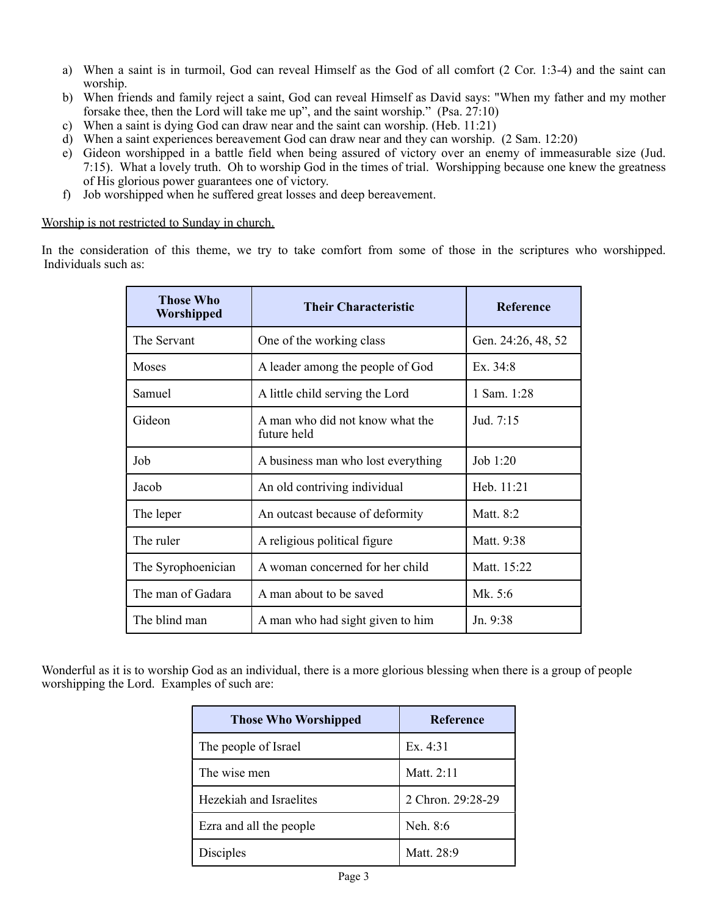a) When a saint is in turmoil, God can reveal Himself as the God of all comfort (2 Cor. 1:3-4) and the saint can worship.
b) When friends and family reject a saint, God can reveal Himself as David says: "When my father and my mother forsake thee, then the Lord will take me up", and the saint worship." (Psa. 27:10)
c) When a saint is dying God can draw near and the saint can worship. (Heb. 11:21)
d) When a saint experiences bereavement God can draw near and they can worship. (2 Sam. 12:20)
e) Gideon worshipped in a battle field when being assured of victory over an enemy of immeasurable size (Jud. 7:15). What a lovely truth. Oh to worship God in the times of trial. Worshipping because one knew the greatness of His glorious power guarantees one of victory.
f) Job worshipped when he suffered great losses and deep bereavement.

<u>Worship is not restricted to Sunday in church.</u>

In the consideration of this theme, we try to take comfort from some of those in the scriptures who worshipped. Individuals such as:

| Those Who Worshipped | Their Characteristic | Reference |
|---|---|---|
| The Servant | One of the working class | Gen. 24:26, 48, 52 |
| Moses | A leader among the people of God | Ex. 34:8 |
| Samuel | A little child serving the Lord | 1 Sam. 1:28 |
| Gideon | A man who did not know what the future held | Jud. 7:15 |
| Job | A business man who lost everything | Job 1:20 |
| Jacob | An old contriving individual | Heb. 11:21 |
| The leper | An outcast because of deformity | Matt. 8:2 |
| The ruler | A religious political figure | Matt. 9:38 |
| The Syrophoenician | A woman concerned for her child | Matt. 15:22 |
| The man of Gadara | A man about to be saved | Mk. 5:6 |
| The blind man | A man who had sight given to him | Jn. 9:38 |

Wonderful as it is to worship God as an individual, there is a more glorious blessing when there is a group of people worshipping the Lord. Examples of such are:

| Those Who Worshipped | Reference |
|---|---|
| The people of Israel | Ex. 4:31 |
| The wise men | Matt. 2:11 |
| Hezekiah and Israelites | 2 Chron. 29:28-29 |
| Ezra and all the people | Neh. 8:6 |
| Disciples | Matt. 28:9 |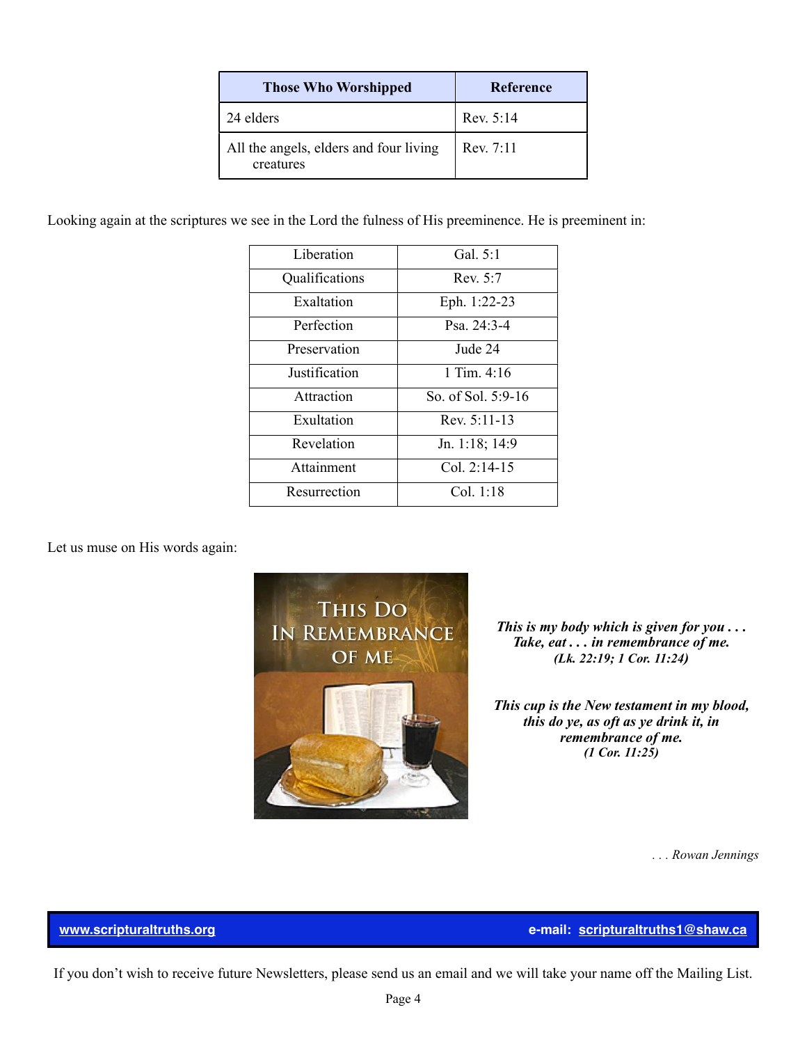| Those Who Worshipped | Reference |
| --- | --- |
| 24 elders | Rev. 5:14 |
| All the angels, elders and four living creatures | Rev. 7:11 |

Looking again at the scriptures we see in the Lord the fulness of His preeminence. He is preeminent in:

| | |
| --- | --- |
| Liberation | Gal. 5:1 |
| Qualifications | Rev. 5:7 |
| Exaltation | Eph. 1:22-23 |
| Perfection | Psa. 24:3-4 |
| Preservation | Jude 24 |
| Justification | 1 Tim. 4:16 |
| Attraction | So. of Sol. 5:9-16 |
| Exultation | Rev. 5:11-13 |
| Revelation | Jn. 1:18; 14:9 |
| Attainment | Col. 2:14-15 |
| Resurrection | Col. 1:18 |

Let us muse on His words again:

***This is my body which is given for you . . . Take, eat . . . in remembrance of me.***
***(Lk. 22:19; 1 Cor. 11:24)***

***This cup is the New testament in my blood, this do ye, as oft as ye drink it, in remembrance of me.***
***(1 Cor. 11:25)***

*. . . Rowan Jennings*

**www.scripturaltruths.org** **e-mail: scripturaltruths1@shaw.ca**

If you don't wish to receive future Newsletters, please send us an email and we will take your name off the Mailing List.